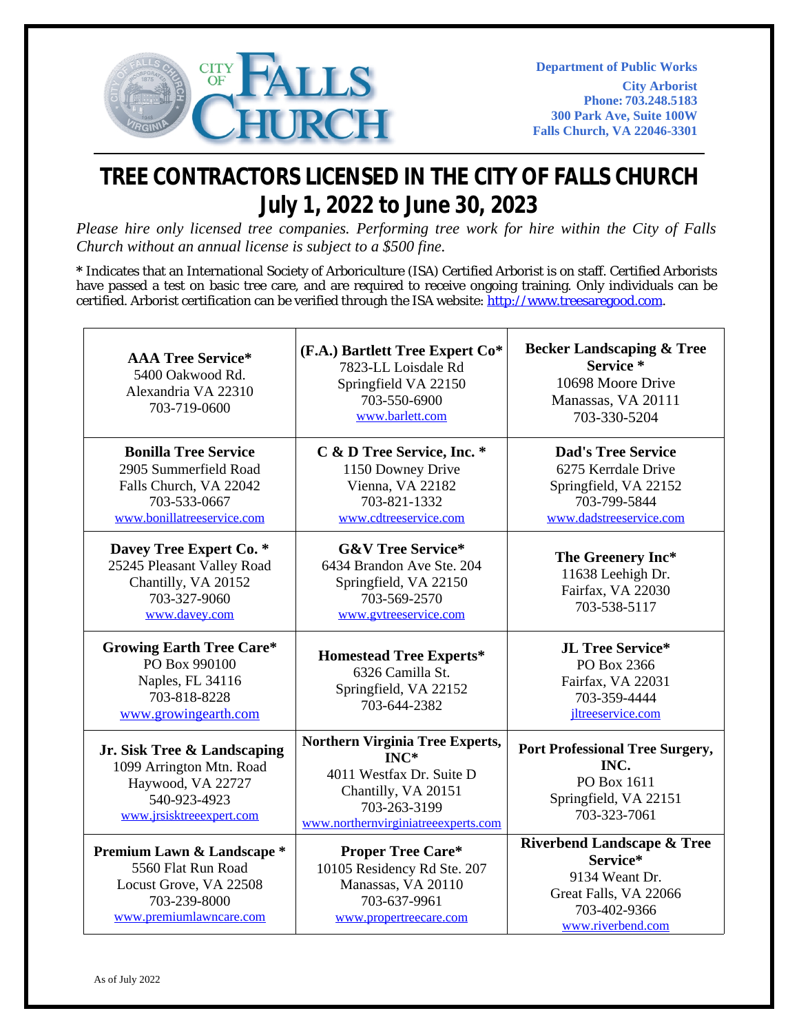CITY OF FALLS CHURCH

**Department of Public Works**
**City Arborist**
**Phone: 703.248.5183**
**300 Park Ave, Suite 100W**
**Falls Church, VA 22046-3301**

# TREE CONTRACTORS LICENSED IN THE CITY OF FALLS CHURCH
## July 1, 2022 to June 30, 2023

*Please hire only licensed tree companies. Performing tree work for hire within the City of Falls Church without an annual license is subject to a $500 fine.*

* Indicates that an International Society of Arboriculture (ISA) Certified Arborist is on staff. Certified Arborists have passed a test on basic tree care, and are required to receive ongoing training. Only individuals can be certified. Arborist certification can be verified through the ISA website: http://www.treesaregood.com.

| | | |
|---|---|---|
| **AAA Tree Service*** 5400 Oakwood Rd. Alexandria VA 22310 703-719-0600 | **(F.A.) Bartlett Tree Expert Co*** 7823-LL Loisdale Rd Springfield VA 22150 703-550-6900 www.barlett.com | **Becker Landscaping & Tree Service *** 10698 Moore Drive Manassas, VA 20111 703-330-5204 |
| **Bonilla Tree Service** 2905 Summerfield Road Falls Church, VA 22042 703-533-0667 www.bonillatreeservice.com | **C & D Tree Service, Inc. *** 1150 Downey Drive Vienna, VA 22182 703-821-1332 www.cdtreeservice.com | **Dad's Tree Service** 6275 Kerrdale Drive Springfield, VA 22152 703-799-5844 www.dadstreeservice.com |
| **Davey Tree Expert Co. *** 25245 Pleasant Valley Road Chantilly, VA 20152 703-327-9060 www.davey.com | **G&V Tree Service*** 6434 Brandon Ave Ste. 204 Springfield, VA 22150 703-569-2570 www.gvtreeservice.com | **The Greenery Inc*** 11638 Leehigh Dr. Fairfax, VA 22030 703-538-5117 |
| **Growing Earth Tree Care*** PO Box 990100 Naples, FL 34116 703-818-8228 www.growingearth.com | **Homestead Tree Experts*** 6326 Camilla St. Springfield, VA 22152 703-644-2382 | **JL Tree Service*** PO Box 2366 Fairfax, VA 22031 703-359-4444 jltreeservice.com |
| **Jr. Sisk Tree & Landscaping** 1099 Arrington Mtn. Road Haywood, VA 22727 540-923-4923 www.jrsisktreeexpert.com | **Northern Virginia Tree Experts, INC*** 4011 Westfax Dr. Suite D Chantilly, VA 20151 703-263-3199 www.northernvirginiatreeexperts.com | **Port Professional Tree Surgery, INC.** PO Box 1611 Springfield, VA 22151 703-323-7061 |
| **Premium Lawn & Landscape *** 5560 Flat Run Road Locust Grove, VA 22508 703-239-8000 www.premiumlawncare.com | **Proper Tree Care*** 10105 Residency Rd Ste. 207 Manassas, VA 20110 703-637-9961 www.propertreecare.com | **Riverbend Landscape & Tree Service*** 9134 Weant Dr. Great Falls, VA 22066 703-402-9366 www.riverbend.com |

As of July 2022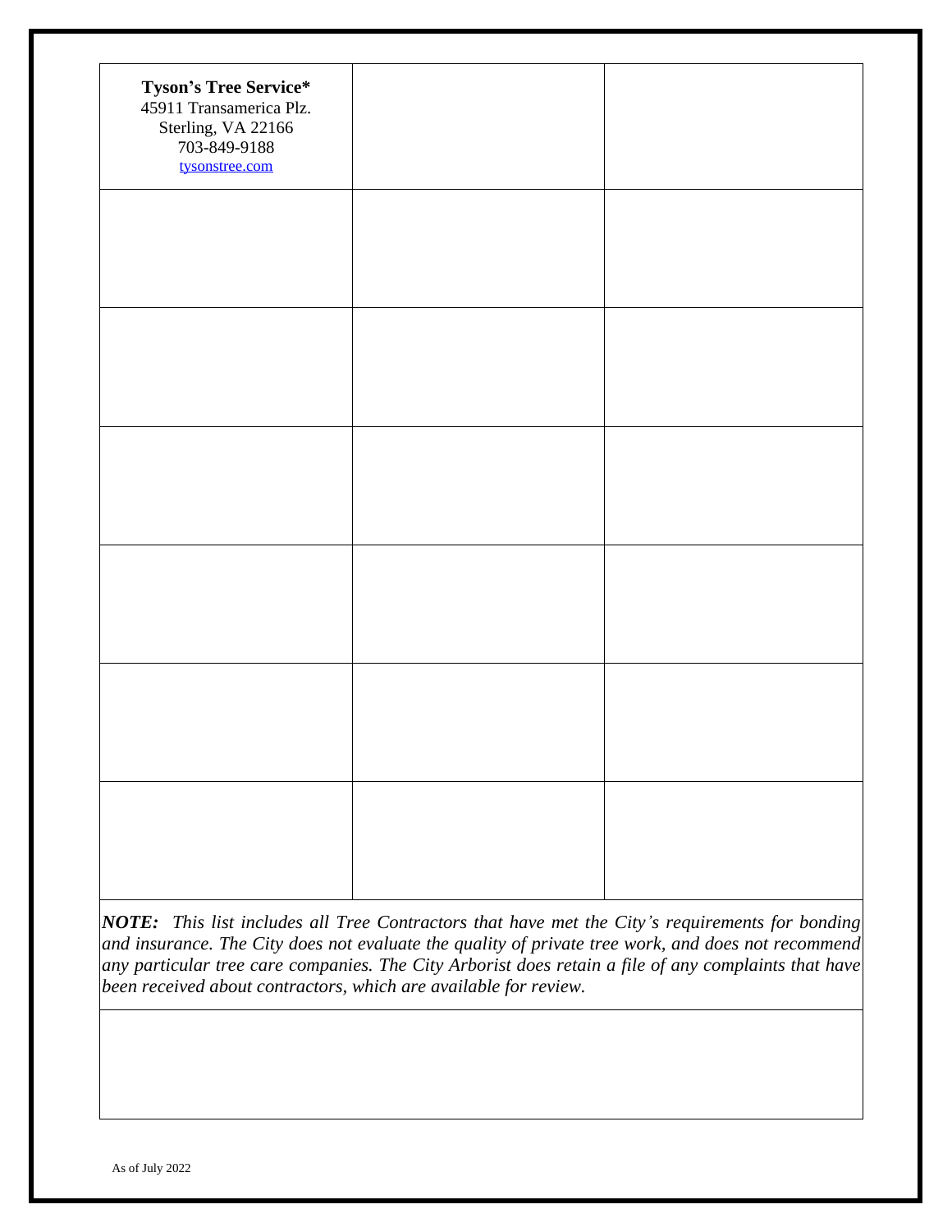| | | |
|---|---|---|
| **Tyson's Tree Service***<br>45911 Transamerica Plz.<br>Sterling, VA 22166<br>703-849-9188<br>tysonstree.com | | |
| | | |
| | | |
| | | |
| | | |
| | | |
| | | |

***NOTE:*** *This list includes all Tree Contractors that have met the City's requirements for bonding and insurance. The City does not evaluate the quality of private tree work, and does not recommend any particular tree care companies. The City Arborist does retain a file of any complaints that have been received about contractors, which are available for review.*

As of July 2022